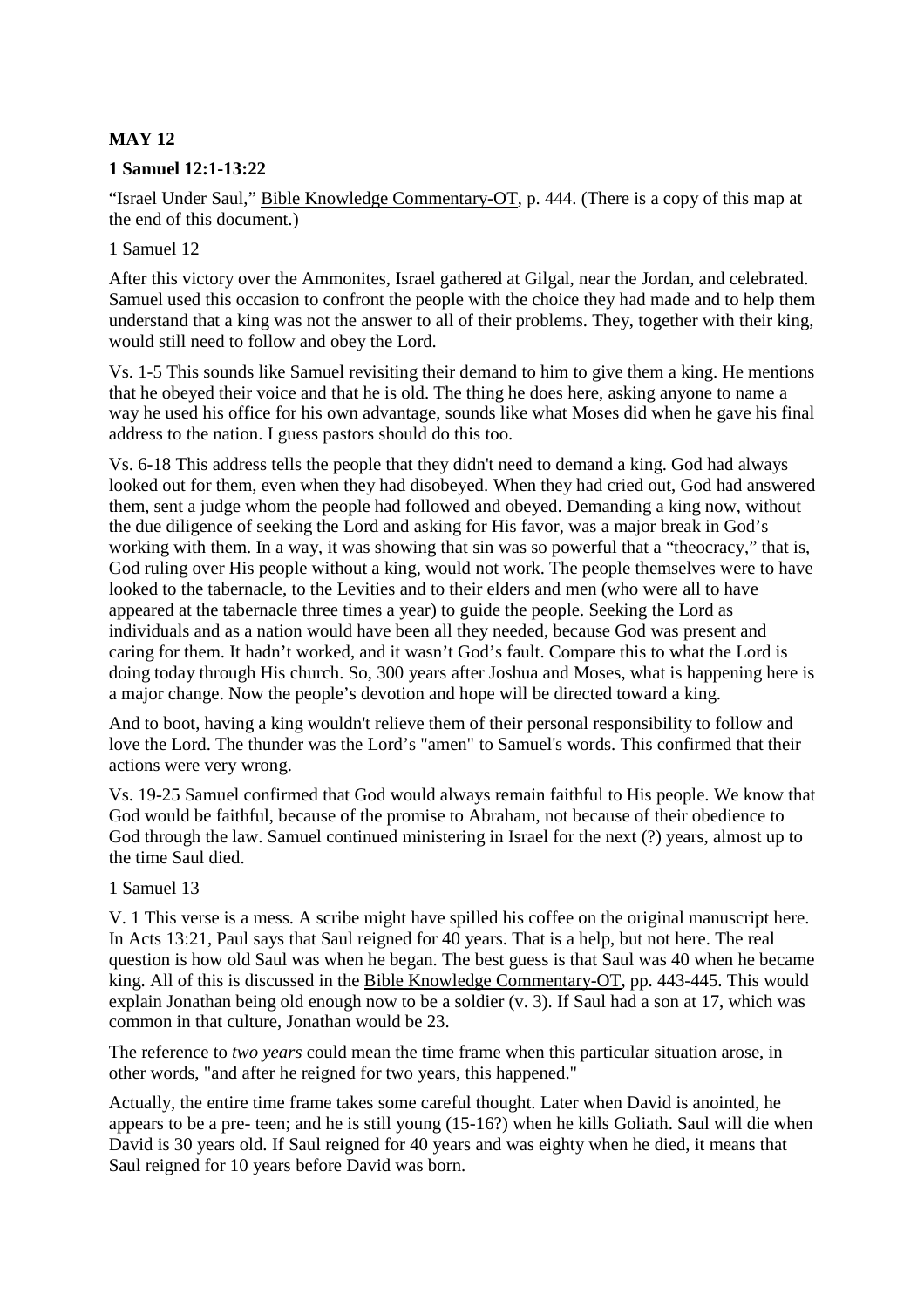**MAY 12**

**1 Samuel 12:1-13:22**

"Israel Under Saul," Bible Knowledge Commentary-OT, p. 444. (There is a copy of this map at the end of this document.)

1 Samuel 12

After this victory over the Ammonites, Israel gathered at Gilgal, near the Jordan, and celebrated. Samuel used this occasion to confront the people with the choice they had made and to help them understand that a king was not the answer to all of their problems. They, together with their king, would still need to follow and obey the Lord.

Vs. 1-5 This sounds like Samuel revisiting their demand to him to give them a king. He mentions that he obeyed their voice and that he is old. The thing he does here, asking anyone to name a way he used his office for his own advantage, sounds like what Moses did when he gave his final address to the nation. I guess pastors should do this too.

Vs. 6-18 This address tells the people that they didn't need to demand a king. God had always looked out for them, even when they had disobeyed. When they had cried out, God had answered them, sent a judge whom the people had followed and obeyed. Demanding a king now, without the due diligence of seeking the Lord and asking for His favor, was a major break in God's working with them. In a way, it was showing that sin was so powerful that a "theocracy," that is, God ruling over His people without a king, would not work. The people themselves were to have looked to the tabernacle, to the Levities and to their elders and men (who were all to have appeared at the tabernacle three times a year) to guide the people. Seeking the Lord as individuals and as a nation would have been all they needed, because God was present and caring for them. It hadn't worked, and it wasn't God's fault. Compare this to what the Lord is doing today through His church. So, 300 years after Joshua and Moses, what is happening here is a major change. Now the people's devotion and hope will be directed toward a king.

And to boot, having a king wouldn't relieve them of their personal responsibility to follow and love the Lord. The thunder was the Lord's "amen" to Samuel's words. This confirmed that their actions were very wrong.

Vs. 19-25 Samuel confirmed that God would always remain faithful to His people. We know that God would be faithful, because of the promise to Abraham, not because of their obedience to God through the law. Samuel continued ministering in Israel for the next (?) years, almost up to the time Saul died.

1 Samuel 13

V. 1 This verse is a mess. A scribe might have spilled his coffee on the original manuscript here. In Acts 13:21, Paul says that Saul reigned for 40 years. That is a help, but not here. The real question is how old Saul was when he began. The best guess is that Saul was 40 when he became king. All of this is discussed in the Bible Knowledge Commentary-OT, pp. 443-445. This would explain Jonathan being old enough now to be a soldier (v. 3). If Saul had a son at 17, which was common in that culture, Jonathan would be 23.

The reference to *two years* could mean the time frame when this particular situation arose, in other words, "and after he reigned for two years, this happened."

Actually, the entire time frame takes some careful thought. Later when David is anointed, he appears to be a pre- teen; and he is still young (15-16?) when he kills Goliath. Saul will die when David is 30 years old. If Saul reigned for 40 years and was eighty when he died, it means that Saul reigned for 10 years before David was born.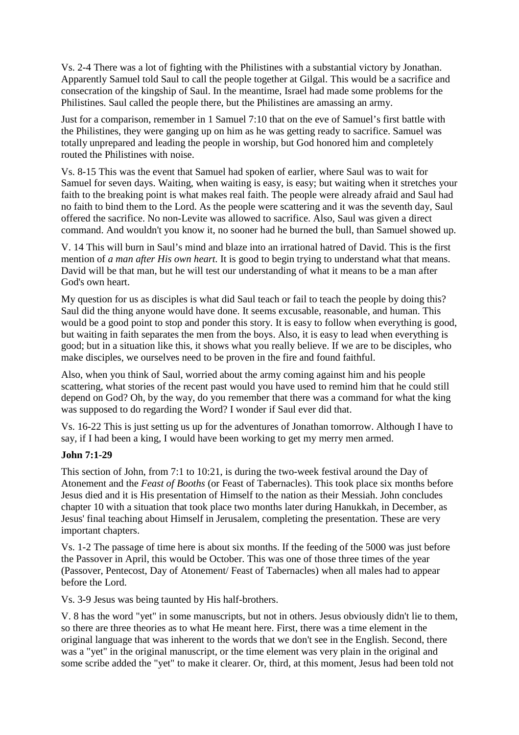Vs. 2-4 There was a lot of fighting with the Philistines with a substantial victory by Jonathan. Apparently Samuel told Saul to call the people together at Gilgal. This would be a sacrifice and consecration of the kingship of Saul. In the meantime, Israel had made some problems for the Philistines. Saul called the people there, but the Philistines are amassing an army.

Just for a comparison, remember in 1 Samuel 7:10 that on the eve of Samuel's first battle with the Philistines, they were ganging up on him as he was getting ready to sacrifice. Samuel was totally unprepared and leading the people in worship, but God honored him and completely routed the Philistines with noise.

Vs. 8-15 This was the event that Samuel had spoken of earlier, where Saul was to wait for Samuel for seven days. Waiting, when waiting is easy, is easy; but waiting when it stretches your faith to the breaking point is what makes real faith. The people were already afraid and Saul had no faith to bind them to the Lord. As the people were scattering and it was the seventh day, Saul offered the sacrifice. No non-Levite was allowed to sacrifice. Also, Saul was given a direct command. And wouldn't you know it, no sooner had he burned the bull, than Samuel showed up.

V. 14 This will burn in Saul's mind and blaze into an irrational hatred of David. This is the first mention of *a man after His own heart.* It is good to begin trying to understand what that means. David will be that man, but he will test our understanding of what it means to be a man after God's own heart.

My question for us as disciples is what did Saul teach or fail to teach the people by doing this? Saul did the thing anyone would have done. It seems excusable, reasonable, and human. This would be a good point to stop and ponder this story. It is easy to follow when everything is good, but waiting in faith separates the men from the boys. Also, it is easy to lead when everything is good; but in a situation like this, it shows what you really believe. If we are to be disciples, who make disciples, we ourselves need to be proven in the fire and found faithful.

Also, when you think of Saul, worried about the army coming against him and his people scattering, what stories of the recent past would you have used to remind him that he could still depend on God? Oh, by the way, do you remember that there was a command for what the king was supposed to do regarding the Word? I wonder if Saul ever did that.

Vs. 16-22 This is just setting us up for the adventures of Jonathan tomorrow. Although I have to say, if I had been a king, I would have been working to get my merry men armed.

**John 7:1-29**

This section of John, from 7:1 to 10:21, is during the two-week festival around the Day of Atonement and the *Feast of Booths* (or Feast of Tabernacles). This took place six months before Jesus died and it is His presentation of Himself to the nation as their Messiah. John concludes chapter 10 with a situation that took place two months later during Hanukkah, in December, as Jesus' final teaching about Himself in Jerusalem, completing the presentation. These are very important chapters.

Vs. 1-2 The passage of time here is about six months. If the feeding of the 5000 was just before the Passover in April, this would be October. This was one of those three times of the year (Passover, Pentecost, Day of Atonement/ Feast of Tabernacles) when all males had to appear before the Lord.

Vs. 3-9 Jesus was being taunted by His half-brothers.

V. 8 has the word "yet" in some manuscripts, but not in others. Jesus obviously didn't lie to them, so there are three theories as to what He meant here. First, there was a time element in the original language that was inherent to the words that we don't see in the English. Second, there was a "yet" in the original manuscript, or the time element was very plain in the original and some scribe added the "yet" to make it clearer. Or, third, at this moment, Jesus had been told not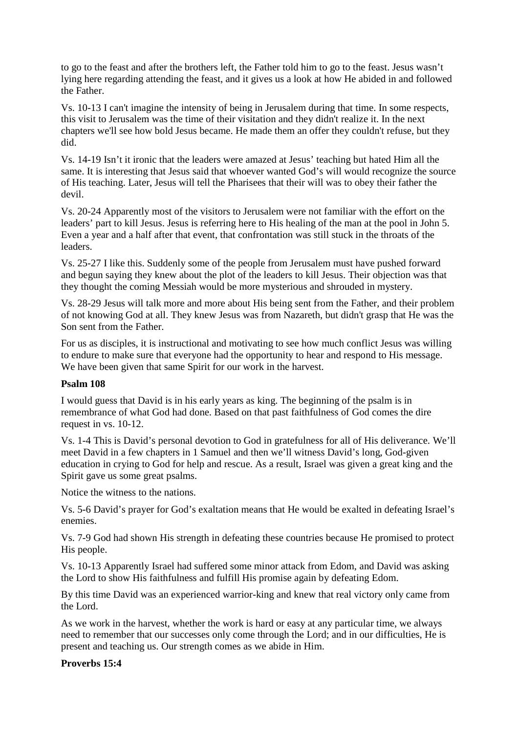to go to the feast and after the brothers left, the Father told him to go to the feast. Jesus wasn't lying here regarding attending the feast, and it gives us a look at how He abided in and followed the Father.

Vs. 10-13 I can't imagine the intensity of being in Jerusalem during that time. In some respects, this visit to Jerusalem was the time of their visitation and they didn't realize it. In the next chapters we'll see how bold Jesus became. He made them an offer they couldn't refuse, but they did.

Vs. 14-19 Isn't it ironic that the leaders were amazed at Jesus' teaching but hated Him all the same. It is interesting that Jesus said that whoever wanted God's will would recognize the source of His teaching. Later, Jesus will tell the Pharisees that their will was to obey their father the devil.

Vs. 20-24 Apparently most of the visitors to Jerusalem were not familiar with the effort on the leaders' part to kill Jesus. Jesus is referring here to His healing of the man at the pool in John 5. Even a year and a half after that event, that confrontation was still stuck in the throats of the leaders.

Vs. 25-27 I like this. Suddenly some of the people from Jerusalem must have pushed forward and begun saying they knew about the plot of the leaders to kill Jesus. Their objection was that they thought the coming Messiah would be more mysterious and shrouded in mystery.

Vs. 28-29 Jesus will talk more and more about His being sent from the Father, and their problem of not knowing God at all. They knew Jesus was from Nazareth, but didn't grasp that He was the Son sent from the Father.

For us as disciples, it is instructional and motivating to see how much conflict Jesus was willing to endure to make sure that everyone had the opportunity to hear and respond to His message. We have been given that same Spirit for our work in the harvest.

**Psalm 108**

I would guess that David is in his early years as king. The beginning of the psalm is in remembrance of what God had done. Based on that past faithfulness of God comes the dire request in vs. 10-12.

Vs. 1-4 This is David's personal devotion to God in gratefulness for all of His deliverance. We'll meet David in a few chapters in 1 Samuel and then we'll witness David's long, God-given education in crying to God for help and rescue. As a result, Israel was given a great king and the Spirit gave us some great psalms.

Notice the witness to the nations.

Vs. 5-6 David's prayer for God's exaltation means that He would be exalted in defeating Israel's enemies.

Vs. 7-9 God had shown His strength in defeating these countries because He promised to protect His people.

Vs. 10-13 Apparently Israel had suffered some minor attack from Edom, and David was asking the Lord to show His faithfulness and fulfill His promise again by defeating Edom.

By this time David was an experienced warrior-king and knew that real victory only came from the Lord.

As we work in the harvest, whether the work is hard or easy at any particular time, we always need to remember that our successes only come through the Lord; and in our difficulties, He is present and teaching us. Our strength comes as we abide in Him.

**Proverbs 15:4**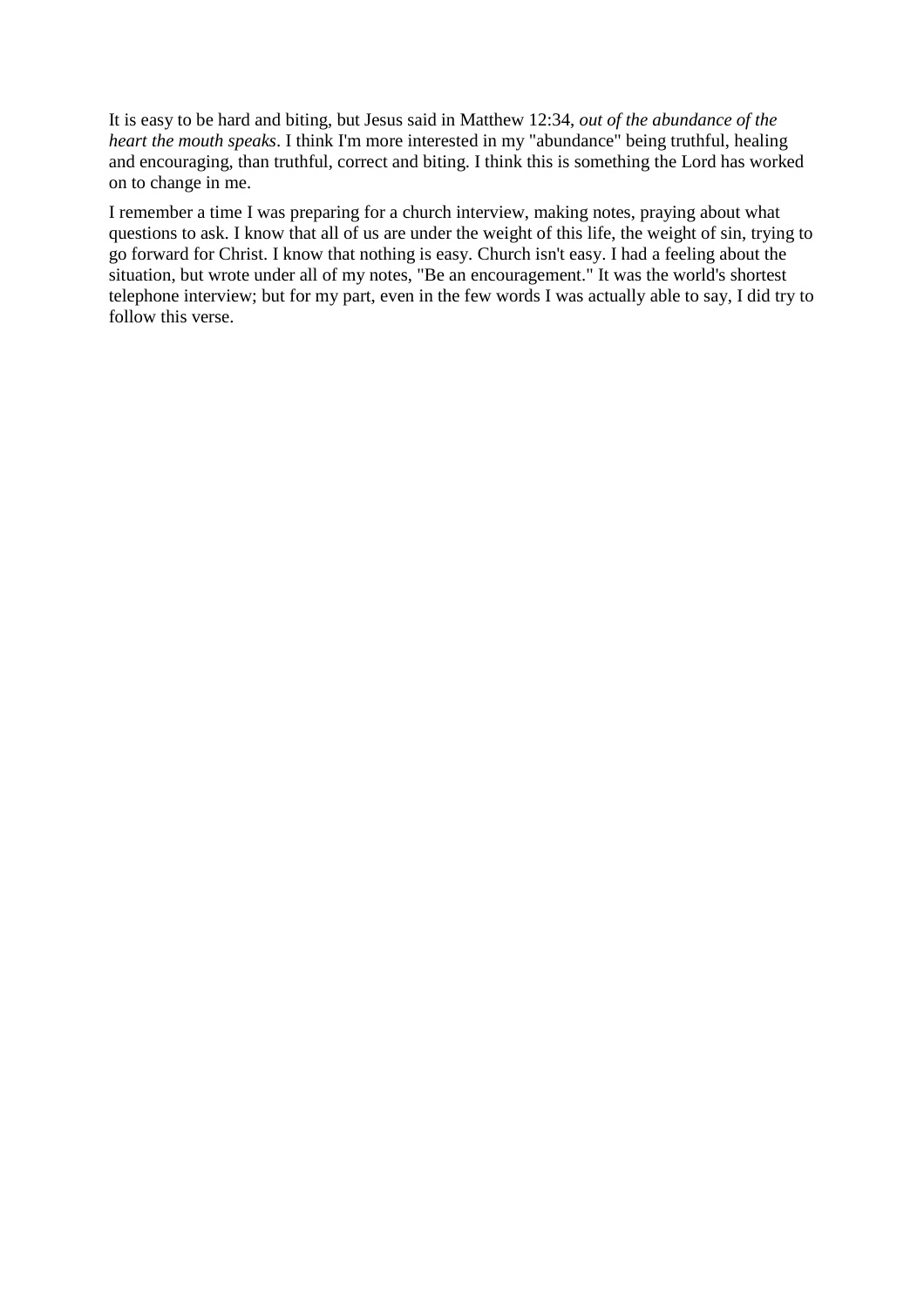It is easy to be hard and biting, but Jesus said in Matthew 12:34, *out of the abundance of the heart the mouth speaks*. I think I'm more interested in my "abundance" being truthful, healing and encouraging, than truthful, correct and biting. I think this is something the Lord has worked on to change in me.

I remember a time I was preparing for a church interview, making notes, praying about what questions to ask. I know that all of us are under the weight of this life, the weight of sin, trying to go forward for Christ. I know that nothing is easy. Church isn't easy. I had a feeling about the situation, but wrote under all of my notes, "Be an encouragement." It was the world's shortest telephone interview; but for my part, even in the few words I was actually able to say, I did try to follow this verse.